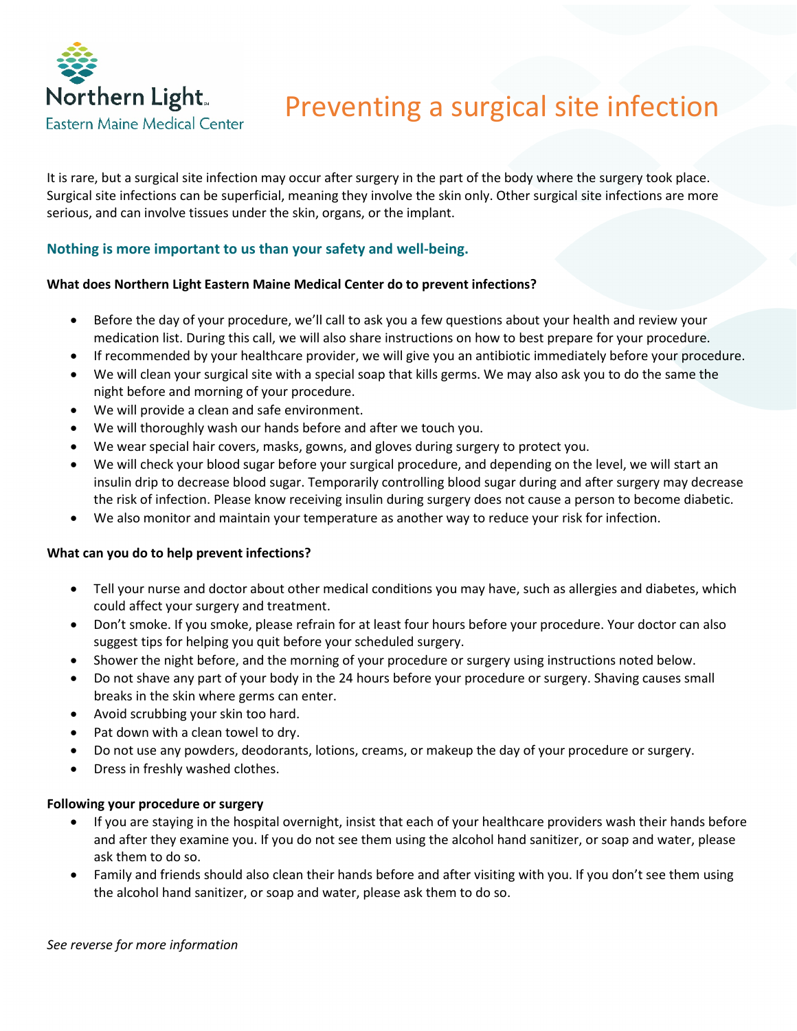Northern Light
Eastern Maine Medical Center

# Preventing a surgical site infection

It is rare, but a surgical site infection may occur after surgery in the part of the body where the surgery took place. Surgical site infections can be superficial, meaning they involve the skin only. Other surgical site infections are more serious, and can involve tissues under the skin, organs, or the implant.

## Nothing is more important to us than your safety and well-being.

### What does Northern Light Eastern Maine Medical Center do to prevent infections?

- Before the day of your procedure, we'll call to ask you a few questions about your health and review your medication list. During this call, we will also share instructions on how to best prepare for your procedure.
- If recommended by your healthcare provider, we will give you an antibiotic immediately before your procedure.
- We will clean your surgical site with a special soap that kills germs. We may also ask you to do the same the night before and morning of your procedure.
- We will provide a clean and safe environment.
- We will thoroughly wash our hands before and after we touch you.
- We wear special hair covers, masks, gowns, and gloves during surgery to protect you.
- We will check your blood sugar before your surgical procedure, and depending on the level, we will start an insulin drip to decrease blood sugar. Temporarily controlling blood sugar during and after surgery may decrease the risk of infection. Please know receiving insulin during surgery does not cause a person to become diabetic.
- We also monitor and maintain your temperature as another way to reduce your risk for infection.

### What can you do to help prevent infections?

- Tell your nurse and doctor about other medical conditions you may have, such as allergies and diabetes, which could affect your surgery and treatment.
- Don't smoke. If you smoke, please refrain for at least four hours before your procedure. Your doctor can also suggest tips for helping you quit before your scheduled surgery.
- Shower the night before, and the morning of your procedure or surgery using instructions noted below.
- Do not shave any part of your body in the 24 hours before your procedure or surgery. Shaving causes small breaks in the skin where germs can enter.
- Avoid scrubbing your skin too hard.
- Pat down with a clean towel to dry.
- Do not use any powders, deodorants, lotions, creams, or makeup the day of your procedure or surgery.
- Dress in freshly washed clothes.

### Following your procedure or surgery

- If you are staying in the hospital overnight, insist that each of your healthcare providers wash their hands before and after they examine you. If you do not see them using the alcohol hand sanitizer, or soap and water, please ask them to do so.
- Family and friends should also clean their hands before and after visiting with you. If you don't see them using the alcohol hand sanitizer, or soap and water, please ask them to do so.

*See reverse for more information*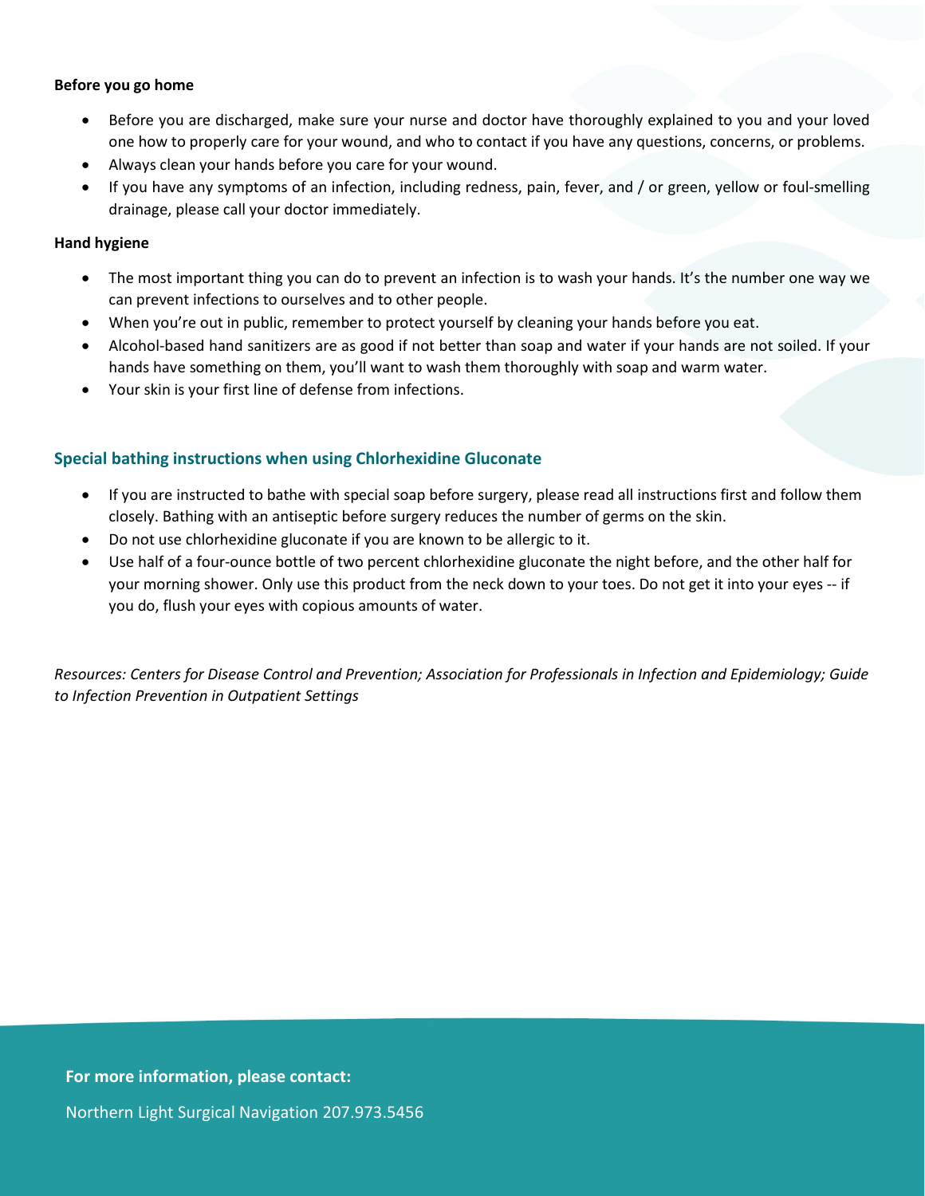**Before you go home**

- Before you are discharged, make sure your nurse and doctor have thoroughly explained to you and your loved one how to properly care for your wound, and who to contact if you have any questions, concerns, or problems.
- Always clean your hands before you care for your wound.
- If you have any symptoms of an infection, including redness, pain, fever, and / or green, yellow or foul-smelling drainage, please call your doctor immediately.

**Hand hygiene**

- The most important thing you can do to prevent an infection is to wash your hands. It's the number one way we can prevent infections to ourselves and to other people.
- When you're out in public, remember to protect yourself by cleaning your hands before you eat.
- Alcohol-based hand sanitizers are as good if not better than soap and water if your hands are not soiled. If your hands have something on them, you'll want to wash them thoroughly with soap and warm water.
- Your skin is your first line of defense from infections.

## Special bathing instructions when using Chlorhexidine Gluconate

- If you are instructed to bathe with special soap before surgery, please read all instructions first and follow them closely. Bathing with an antiseptic before surgery reduces the number of germs on the skin.
- Do not use chlorhexidine gluconate if you are known to be allergic to it.
- Use half of a four-ounce bottle of two percent chlorhexidine gluconate the night before, and the other half for your morning shower. Only use this product from the neck down to your toes. Do not get it into your eyes -- if you do, flush your eyes with copious amounts of water.

*Resources: Centers for Disease Control and Prevention; Association for Professionals in Infection and Epidemiology; Guide to Infection Prevention in Outpatient Settings*

**For more information, please contact:**

Northern Light Surgical Navigation 207.973.5456